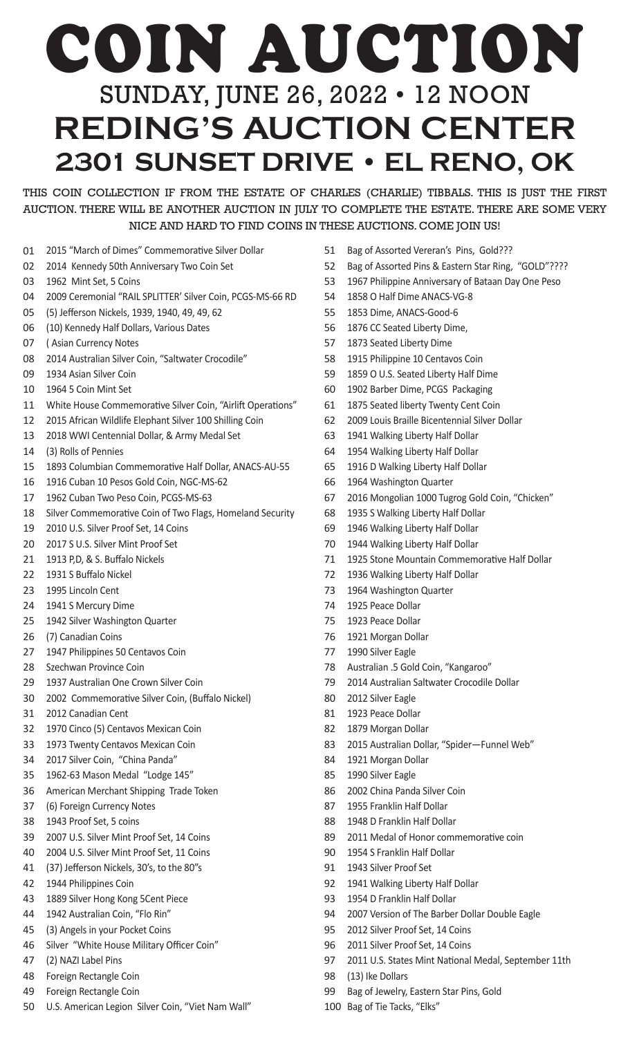# COIN AUCTION

## SUNDAY, JUNE 26, 2022 • 12 NOON

## REDING'S AUCTION CENTER

## 2301 SUNSET DRIVE • EL RENO, OK

THIS COIN COLLECTION IF FROM THE ESTATE OF CHARLES (CHARLIE) TIBBALS. THIS IS JUST THE FIRST AUCTION. THERE WILL BE ANOTHER AUCTION IN JULY TO COMPLETE THE ESTATE. THERE ARE SOME VERY NICE AND HARD TO FIND COINS IN THESE AUCTIONS. COME JOIN US!

01 2015 "March of Dimes" Commemorative Silver Dollar
02 2014 Kennedy 50th Anniversary Two Coin Set
03 1962 Mint Set, 5 Coins
04 2009 Ceremonial "RAIL SPLITTER' Silver Coin, PCGS-MS-66 RD
05 (5) Jefferson Nickels, 1939, 1940, 49, 49, 62
06 (10) Kennedy Half Dollars, Various Dates
07 ( Asian Currency Notes
08 2014 Australian Silver Coin, "Saltwater Crocodile"
09 1934 Asian Silver Coin
10 1964 5 Coin Mint Set
11 White House Commemorative Silver Coin, "Airlift Operations"
12 2015 African Wildlife Elephant Silver 100 Shilling Coin
13 2018 WWI Centennial Dollar, & Army Medal Set
14 (3) Rolls of Pennies
15 1893 Columbian Commemorative Half Dollar, ANACS-AU-55
16 1916 Cuban 10 Pesos Gold Coin, NGC-MS-62
17 1962 Cuban Two Peso Coin, PCGS-MS-63
18 Silver Commemorative Coin of Two Flags, Homeland Security
19 2010 U.S. Silver Proof Set, 14 Coins
20 2017 S U.S. Silver Mint Proof Set
21 1913 P,D, & S. Buffalo Nickels
22 1931 S Buffalo Nickel
23 1995 Lincoln Cent
24 1941 S Mercury Dime
25 1942 Silver Washington Quarter
26 (7) Canadian Coins
27 1947 Philippines 50 Centavos Coin
28 Szechwan Province Coin
29 1937 Australian One Crown Silver Coin
30 2002 Commemorative Silver Coin, (Buffalo Nickel)
31 2012 Canadian Cent
32 1970 Cinco (5) Centavos Mexican Coin
33 1973 Twenty Centavos Mexican Coin
34 2017 Silver Coin, "China Panda"
35 1962-63 Mason Medal "Lodge 145"
36 American Merchant Shipping Trade Token
37 (6) Foreign Currency Notes
38 1943 Proof Set, 5 coins
39 2007 U.S. Silver Mint Proof Set, 14 Coins
40 2004 U.S. Silver Mint Proof Set, 11 Coins
41 (37) Jefferson Nickels, 30's, to the 80"s
42 1944 Philippines Coin
43 1889 Silver Hong Kong 5Cent Piece
44 1942 Australian Coin, "Flo Rin"
45 (3) Angels in your Pocket Coins
46 Silver "White House Military Officer Coin"
47 (2) NAZI Label Pins
48 Foreign Rectangle Coin
49 Foreign Rectangle Coin
50 U.S. American Legion Silver Coin, "Viet Nam Wall"
51 Bag of Assorted Vereran's Pins, Gold???
52 Bag of Assorted Pins & Eastern Star Ring, "GOLD"????
53 1967 Philippine Anniversary of Bataan Day One Peso
54 1858 O Half Dime ANACS-VG-8
55 1853 Dime, ANACS-Good-6
56 1876 CC Seated Liberty Dime,
57 1873 Seated Liberty Dime
58 1915 Philippine 10 Centavos Coin
59 1859 O U.S. Seated Liberty Half Dime
60 1902 Barber Dime, PCGS Packaging
61 1875 Seated liberty Twenty Cent Coin
62 2009 Louis Braille Bicentennial Silver Dollar
63 1941 Walking Liberty Half Dollar
64 1954 Walking Liberty Half Dollar
65 1916 D Walking Liberty Half Dollar
66 1964 Washington Quarter
67 2016 Mongolian 1000 Tugrog Gold Coin, "Chicken"
68 1935 S Walking Liberty Half Dollar
69 1946 Walking Liberty Half Dollar
70 1944 Walking Liberty Half Dollar
71 1925 Stone Mountain Commemorative Half Dollar
72 1936 Walking Liberty Half Dollar
73 1964 Washington Quarter
74 1925 Peace Dollar
75 1923 Peace Dollar
76 1921 Morgan Dollar
77 1990 Silver Eagle
78 Australian .5 Gold Coin, "Kangaroo"
79 2014 Australian Saltwater Crocodile Dollar
80 2012 Silver Eagle
81 1923 Peace Dollar
82 1879 Morgan Dollar
83 2015 Australian Dollar, "Spider—Funnel Web"
84 1921 Morgan Dollar
85 1990 Silver Eagle
86 2002 China Panda Silver Coin
87 1955 Franklin Half Dollar
88 1948 D Franklin Half Dollar
89 2011 Medal of Honor commemorative coin
90 1954 S Franklin Half Dollar
91 1943 Silver Proof Set
92 1941 Walking Liberty Half Dollar
93 1954 D Franklin Half Dollar
94 2007 Version of The Barber Dollar Double Eagle
95 2012 Silver Proof Set, 14 Coins
96 2011 Silver Proof Set, 14 Coins
97 2011 U.S. States Mint National Medal, September 11th
98 (13) Ike Dollars
99 Bag of Jewelry, Eastern Star Pins, Gold
100 Bag of Tie Tacks, "Elks"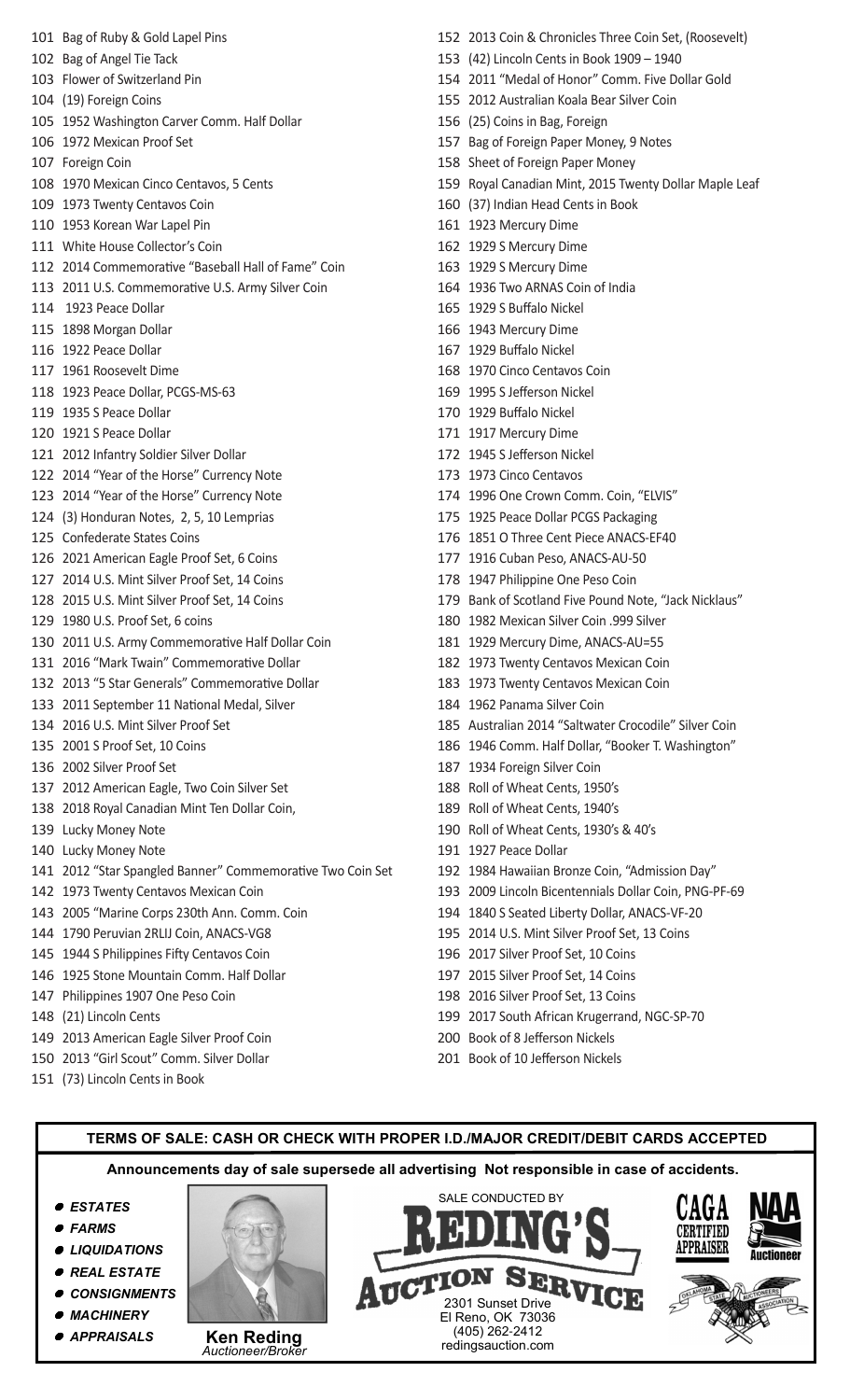101 Bag of Ruby & Gold Lapel Pins
102 Bag of Angel Tie Tack
103 Flower of Switzerland Pin
104 (19) Foreign Coins
105 1952 Washington Carver Comm. Half Dollar
106 1972 Mexican Proof Set
107 Foreign Coin
108 1970 Mexican Cinco Centavos, 5 Cents
109 1973 Twenty Centavos Coin
110 1953 Korean War Lapel Pin
111 White House Collector's Coin
112 2014 Commemorative "Baseball Hall of Fame" Coin
113 2011 U.S. Commemorative U.S. Army Silver Coin
114 1923 Peace Dollar
115 1898 Morgan Dollar
116 1922 Peace Dollar
117 1961 Roosevelt Dime
118 1923 Peace Dollar, PCGS-MS-63
119 1935 S Peace Dollar
120 1921 S Peace Dollar
121 2012 Infantry Soldier Silver Dollar
122 2014 "Year of the Horse" Currency Note
123 2014 "Year of the Horse" Currency Note
124 (3) Honduran Notes, 2, 5, 10 Lemprias
125 Confederate States Coins
126 2021 American Eagle Proof Set, 6 Coins
127 2014 U.S. Mint Silver Proof Set, 14 Coins
128 2015 U.S. Mint Silver Proof Set, 14 Coins
129 1980 U.S. Proof Set, 6 coins
130 2011 U.S. Army Commemorative Half Dollar Coin
131 2016 "Mark Twain" Commemorative Dollar
132 2013 "5 Star Generals" Commemorative Dollar
133 2011 September 11 National Medal, Silver
134 2016 U.S. Mint Silver Proof Set
135 2001 S Proof Set, 10 Coins
136 2002 Silver Proof Set
137 2012 American Eagle, Two Coin Silver Set
138 2018 Royal Canadian Mint Ten Dollar Coin,
139 Lucky Money Note
140 Lucky Money Note
141 2012 "Star Spangled Banner" Commemorative Two Coin Set
142 1973 Twenty Centavos Mexican Coin
143 2005 "Marine Corps 230th Ann. Comm. Coin
144 1790 Peruvian 2RLIJ Coin, ANACS-VG8
145 1944 S Philippines Fifty Centavos Coin
146 1925 Stone Mountain Comm. Half Dollar
147 Philippines 1907 One Peso Coin
148 (21) Lincoln Cents
149 2013 American Eagle Silver Proof Coin
150 2013 "Girl Scout" Comm. Silver Dollar
151 (73) Lincoln Cents in Book
152 2013 Coin & Chronicles Three Coin Set, (Roosevelt)
153 (42) Lincoln Cents in Book 1909 – 1940
154 2011 "Medal of Honor" Comm. Five Dollar Gold
155 2012 Australian Koala Bear Silver Coin
156 (25) Coins in Bag, Foreign
157 Bag of Foreign Paper Money, 9 Notes
158 Sheet of Foreign Paper Money
159 Royal Canadian Mint, 2015 Twenty Dollar Maple Leaf
160 (37) Indian Head Cents in Book
161 1923 Mercury Dime
162 1929 S Mercury Dime
163 1929 S Mercury Dime
164 1936 Two ARNAS Coin of India
165 1929 S Buffalo Nickel
166 1943 Mercury Dime
167 1929 Buffalo Nickel
168 1970 Cinco Centavos Coin
169 1995 S Jefferson Nickel
170 1929 Buffalo Nickel
171 1917 Mercury Dime
172 1945 S Jefferson Nickel
173 1973 Cinco Centavos
174 1996 One Crown Comm. Coin, "ELVIS"
175 1925 Peace Dollar PCGS Packaging
176 1851 O Three Cent Piece ANACS-EF40
177 1916 Cuban Peso, ANACS-AU-50
178 1947 Philippine One Peso Coin
179 Bank of Scotland Five Pound Note, "Jack Nicklaus"
180 1982 Mexican Silver Coin .999 Silver
181 1929 Mercury Dime, ANACS-AU=55
182 1973 Twenty Centavos Mexican Coin
183 1973 Twenty Centavos Mexican Coin
184 1962 Panama Silver Coin
185 Australian 2014 "Saltwater Crocodile" Silver Coin
186 1946 Comm. Half Dollar, "Booker T. Washington"
187 1934 Foreign Silver Coin
188 Roll of Wheat Cents, 1950's
189 Roll of Wheat Cents, 1940's
190 Roll of Wheat Cents, 1930's & 40's
191 1927 Peace Dollar
192 1984 Hawaiian Bronze Coin, "Admission Day"
193 2009 Lincoln Bicentennials Dollar Coin, PNG-PF-69
194 1840 S Seated Liberty Dollar, ANACS-VF-20
195 2014 U.S. Mint Silver Proof Set, 13 Coins
196 2017 Silver Proof Set, 10 Coins
197 2015 Silver Proof Set, 14 Coins
198 2016 Silver Proof Set, 13 Coins
199 2017 South African Krugerrand, NGC-SP-70
200 Book of 8 Jefferson Nickels
201 Book of 10 Jefferson Nickels

**TERMS OF SALE: CASH OR CHECK WITH PROPER I.D./MAJOR CREDIT/DEBIT CARDS ACCEPTED**

**Announcements day of sale supersede all advertising Not responsible in case of accidents.**

- ***ESTATES***
- ***FARMS***
- ***LIQUIDATIONS***
- ***REAL ESTATE***
- ***CONSIGNMENTS***
- ***MACHINERY***
- ***APPRAISALS***

**Ken Reding**
*Auctioneer/Broker*

SALE CONDUCTED BY

REDING'S AUCTION SERVICE

2301 Sunset Drive
El Reno, OK 73036
(405) 262-2412
redingsauction.com

CAGA CERTIFIED APPRAISER

NAA Auctioneer

OKLAHOMA STATE AUCTIONEERS ASSOCIATION